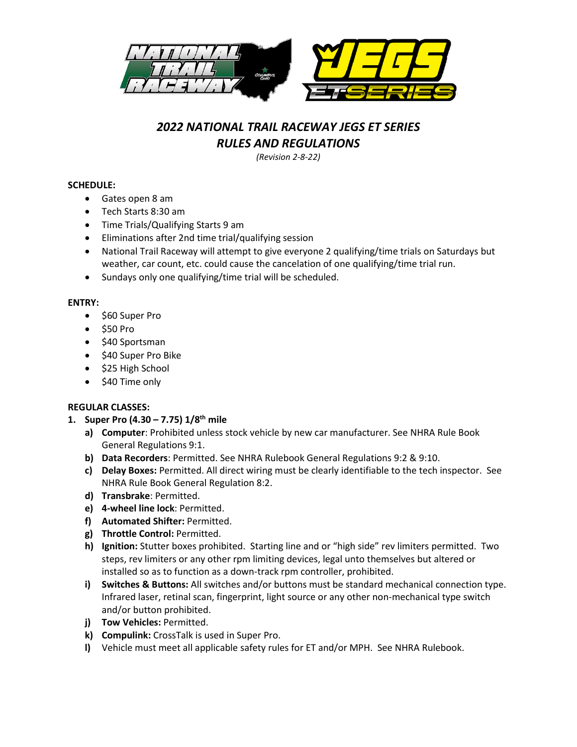# *2022 NATIONAL TRAIL RACEWAY JEGS ET SERIES RULES AND REGULATIONS*

*(Revision 2-8-22)*

**SCHEDULE:**

- Gates open 8 am
- Tech Starts 8:30 am
- Time Trials/Qualifying Starts 9 am
- Eliminations after 2nd time trial/qualifying session
- National Trail Raceway will attempt to give everyone 2 qualifying/time trials on Saturdays but weather, car count, etc. could cause the cancelation of one qualifying/time trial run.
- Sundays only one qualifying/time trial will be scheduled.

**ENTRY:**

- $60 Super Pro
- $50 Pro
- $40 Sportsman
- $40 Super Pro Bike
- $25 High School
- $40 Time only

**REGULAR CLASSES:**

1. **Super Pro (4.30 – 7.75) 1/8th mile**
   - **a) Computer**: Prohibited unless stock vehicle by new car manufacturer. See NHRA Rule Book General Regulations 9:1.
   - **b) Data Recorders**: Permitted. See NHRA Rulebook General Regulations 9:2 & 9:10.
   - **c) Delay Boxes:** Permitted. All direct wiring must be clearly identifiable to the tech inspector. See NHRA Rule Book General Regulation 8:2.
   - **d) Transbrake**: Permitted.
   - **e) 4-wheel line lock**: Permitted.
   - **f) Automated Shifter:** Permitted.
   - **g) Throttle Control:** Permitted.
   - **h) Ignition:** Stutter boxes prohibited. Starting line and or "high side" rev limiters permitted. Two steps, rev limiters or any other rpm limiting devices, legal unto themselves but altered or installed so as to function as a down-track rpm controller, prohibited.
   - **i) Switches & Buttons:** All switches and/or buttons must be standard mechanical connection type. Infrared laser, retinal scan, fingerprint, light source or any other non-mechanical type switch and/or button prohibited.
   - **j) Tow Vehicles:** Permitted.
   - **k) Compulink:** CrossTalk is used in Super Pro.
   - **l)** Vehicle must meet all applicable safety rules for ET and/or MPH. See NHRA Rulebook.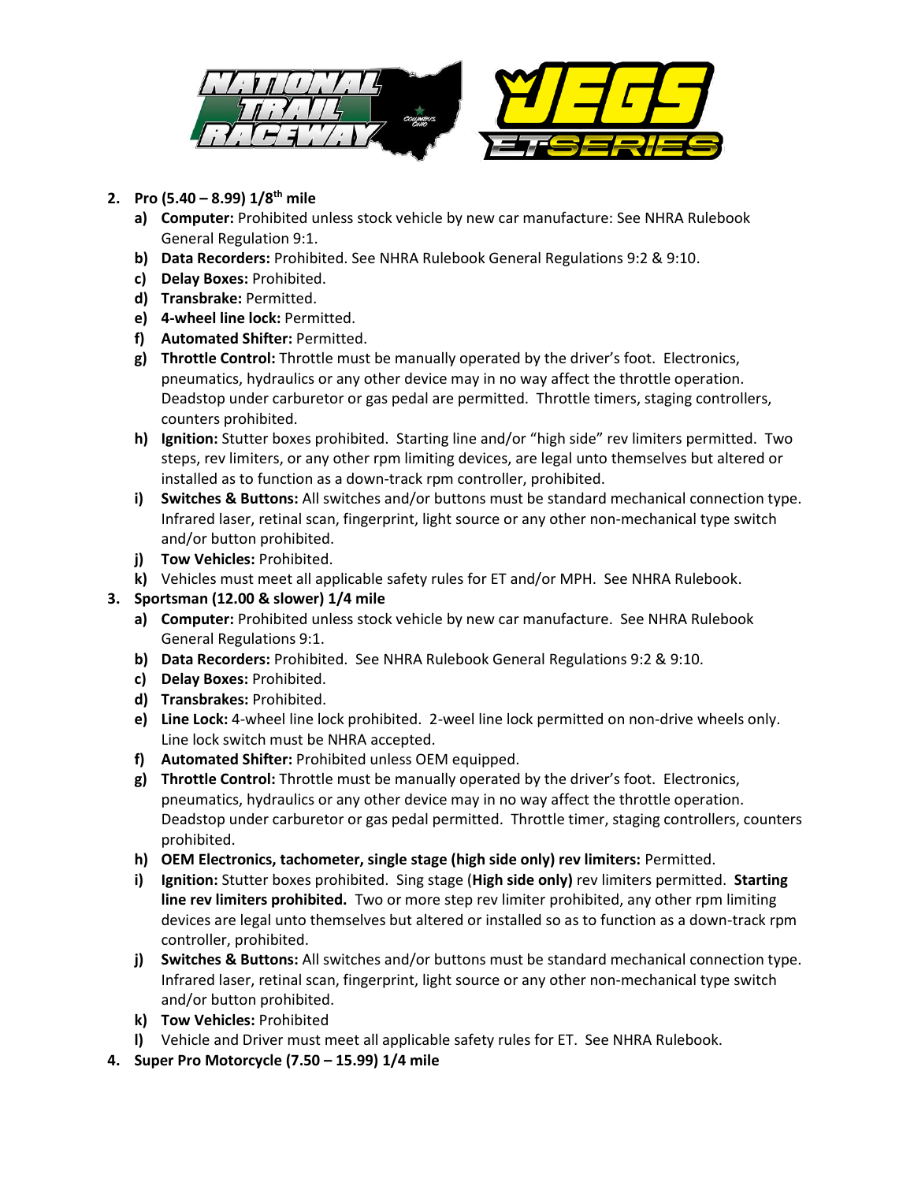2. **Pro (5.40 – 8.99) 1/8th mile**
   a) **Computer:** Prohibited unless stock vehicle by new car manufacture: See NHRA Rulebook General Regulation 9:1.
   b) **Data Recorders:** Prohibited. See NHRA Rulebook General Regulations 9:2 & 9:10.
   c) **Delay Boxes:** Prohibited.
   d) **Transbrake:** Permitted.
   e) **4-wheel line lock:** Permitted.
   f) **Automated Shifter:** Permitted.
   g) **Throttle Control:** Throttle must be manually operated by the driver's foot. Electronics, pneumatics, hydraulics or any other device may in no way affect the throttle operation. Deadstop under carburetor or gas pedal are permitted. Throttle timers, staging controllers, counters prohibited.
   h) **Ignition:** Stutter boxes prohibited. Starting line and/or "high side" rev limiters permitted. Two steps, rev limiters, or any other rpm limiting devices, are legal unto themselves but altered or installed as to function as a down-track rpm controller, prohibited.
   i) **Switches & Buttons:** All switches and/or buttons must be standard mechanical connection type. Infrared laser, retinal scan, fingerprint, light source or any other non-mechanical type switch and/or button prohibited.
   j) **Tow Vehicles:** Prohibited.
   k) Vehicles must meet all applicable safety rules for ET and/or MPH. See NHRA Rulebook.
3. **Sportsman (12.00 & slower) 1/4 mile**
   a) **Computer:** Prohibited unless stock vehicle by new car manufacture. See NHRA Rulebook General Regulations 9:1.
   b) **Data Recorders:** Prohibited. See NHRA Rulebook General Regulations 9:2 & 9:10.
   c) **Delay Boxes:** Prohibited.
   d) **Transbrakes:** Prohibited.
   e) **Line Lock:** 4-wheel line lock prohibited. 2-weel line lock permitted on non-drive wheels only. Line lock switch must be NHRA accepted.
   f) **Automated Shifter:** Prohibited unless OEM equipped.
   g) **Throttle Control:** Throttle must be manually operated by the driver's foot. Electronics, pneumatics, hydraulics or any other device may in no way affect the throttle operation. Deadstop under carburetor or gas pedal permitted. Throttle timer, staging controllers, counters prohibited.
   h) **OEM Electronics, tachometer, single stage (high side only) rev limiters:** Permitted.
   i) **Ignition:** Stutter boxes prohibited. Sing stage (**High side only)** rev limiters permitted. **Starting line rev limiters prohibited.** Two or more step rev limiter prohibited, any other rpm limiting devices are legal unto themselves but altered or installed so as to function as a down-track rpm controller, prohibited.
   j) **Switches & Buttons:** All switches and/or buttons must be standard mechanical connection type. Infrared laser, retinal scan, fingerprint, light source or any other non-mechanical type switch and/or button prohibited.
   k) **Tow Vehicles:** Prohibited
   l) Vehicle and Driver must meet all applicable safety rules for ET. See NHRA Rulebook.
4. **Super Pro Motorcycle (7.50 – 15.99) 1/4 mile**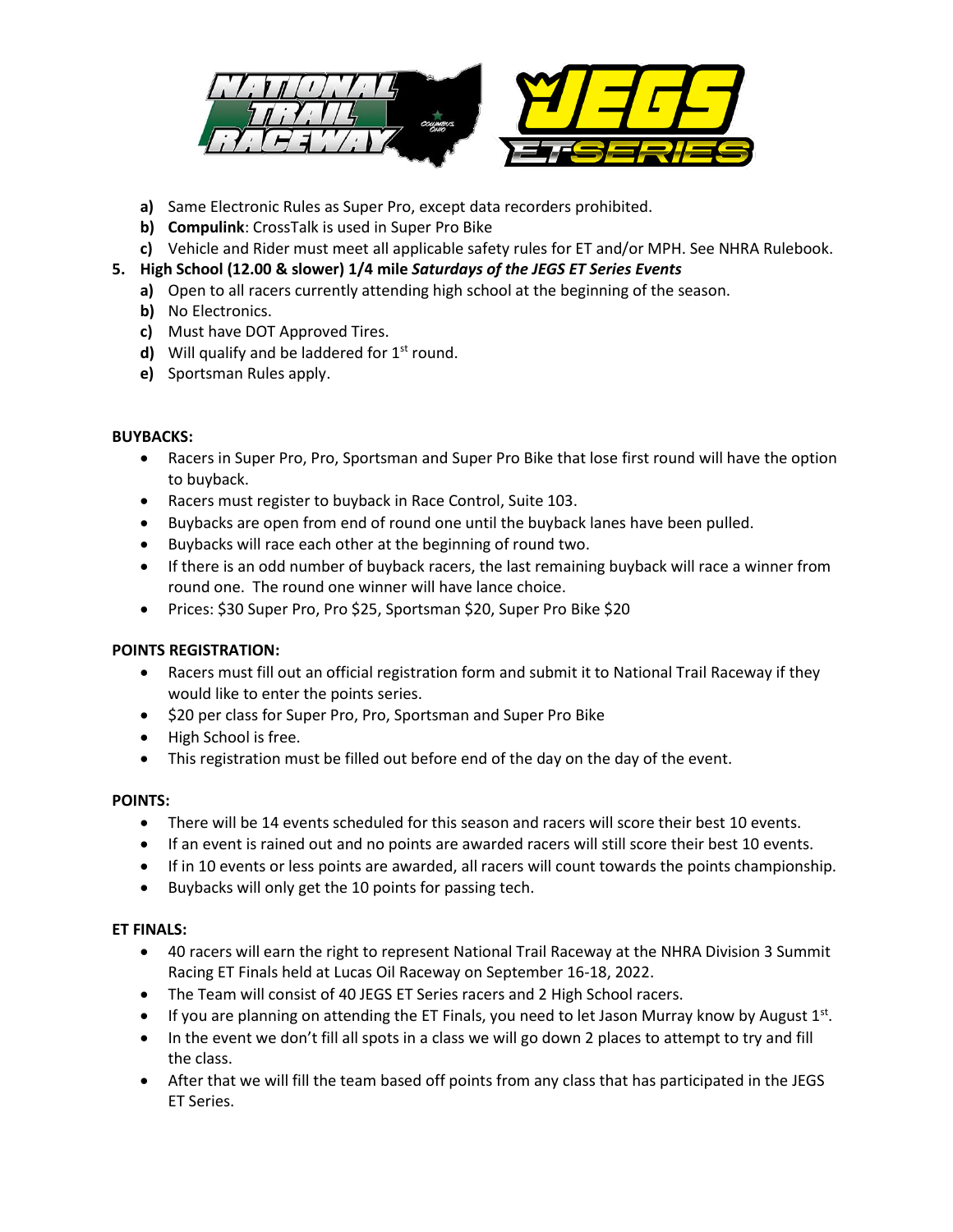a) Same Electronic Rules as Super Pro, except data recorders prohibited.
b) **Compulink**: CrossTalk is used in Super Pro Bike
c) Vehicle and Rider must meet all applicable safety rules for ET and/or MPH. See NHRA Rulebook.

5. **High School (12.00 & slower) 1/4 mile *Saturdays of the JEGS ET Series Events***
   a) Open to all racers currently attending high school at the beginning of the season.
   b) No Electronics.
   c) Must have DOT Approved Tires.
   d) Will qualify and be laddered for 1st round.
   e) Sportsman Rules apply.

**BUYBACKS:**

- Racers in Super Pro, Pro, Sportsman and Super Pro Bike that lose first round will have the option to buyback.
- Racers must register to buyback in Race Control, Suite 103.
- Buybacks are open from end of round one until the buyback lanes have been pulled.
- Buybacks will race each other at the beginning of round two.
- If there is an odd number of buyback racers, the last remaining buyback will race a winner from round one. The round one winner will have lance choice.
- Prices: $30 Super Pro, Pro $25, Sportsman $20, Super Pro Bike $20

**POINTS REGISTRATION:**

- Racers must fill out an official registration form and submit it to National Trail Raceway if they would like to enter the points series.
- $20 per class for Super Pro, Pro, Sportsman and Super Pro Bike
- High School is free.
- This registration must be filled out before end of the day on the day of the event.

**POINTS:**

- There will be 14 events scheduled for this season and racers will score their best 10 events.
- If an event is rained out and no points are awarded racers will still score their best 10 events.
- If in 10 events or less points are awarded, all racers will count towards the points championship.
- Buybacks will only get the 10 points for passing tech.

**ET FINALS:**

- 40 racers will earn the right to represent National Trail Raceway at the NHRA Division 3 Summit Racing ET Finals held at Lucas Oil Raceway on September 16-18, 2022.
- The Team will consist of 40 JEGS ET Series racers and 2 High School racers.
- If you are planning on attending the ET Finals, you need to let Jason Murray know by August 1st.
- In the event we don't fill all spots in a class we will go down 2 places to attempt to try and fill the class.
- After that we will fill the team based off points from any class that has participated in the JEGS ET Series.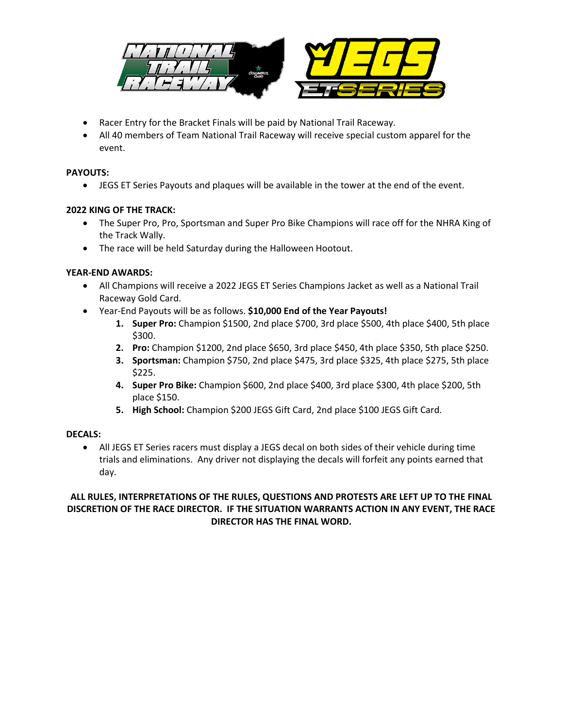- Racer Entry for the Bracket Finals will be paid by National Trail Raceway.
- All 40 members of Team National Trail Raceway will receive special custom apparel for the event.

**PAYOUTS:**

- JEGS ET Series Payouts and plaques will be available in the tower at the end of the event.

**2022 KING OF THE TRACK:**

- The Super Pro, Pro, Sportsman and Super Pro Bike Champions will race off for the NHRA King of the Track Wally.
- The race will be held Saturday during the Halloween Hootout.

**YEAR-END AWARDS:**

- All Champions will receive a 2022 JEGS ET Series Champions Jacket as well as a National Trail Raceway Gold Card.
- Year-End Payouts will be as follows. **$10,000 End of the Year Payouts!**
  1. **Super Pro:** Champion $1500, 2nd place $700, 3rd place $500, 4th place $400, 5th place $300.
  2. **Pro:** Champion $1200, 2nd place $650, 3rd place $450, 4th place $350, 5th place $250.
  3. **Sportsman:** Champion $750, 2nd place $475, 3rd place $325, 4th place $275, 5th place $225.
  4. **Super Pro Bike:** Champion $600, 2nd place $400, 3rd place $300, 4th place $200, 5th place $150.
  5. **High School:** Champion $200 JEGS Gift Card, 2nd place $100 JEGS Gift Card.

**DECALS:**

- All JEGS ET Series racers must display a JEGS decal on both sides of their vehicle during time trials and eliminations. Any driver not displaying the decals will forfeit any points earned that day.

**ALL RULES, INTERPRETATIONS OF THE RULES, QUESTIONS AND PROTESTS ARE LEFT UP TO THE FINAL DISCRETION OF THE RACE DIRECTOR. IF THE SITUATION WARRANTS ACTION IN ANY EVENT, THE RACE DIRECTOR HAS THE FINAL WORD.**